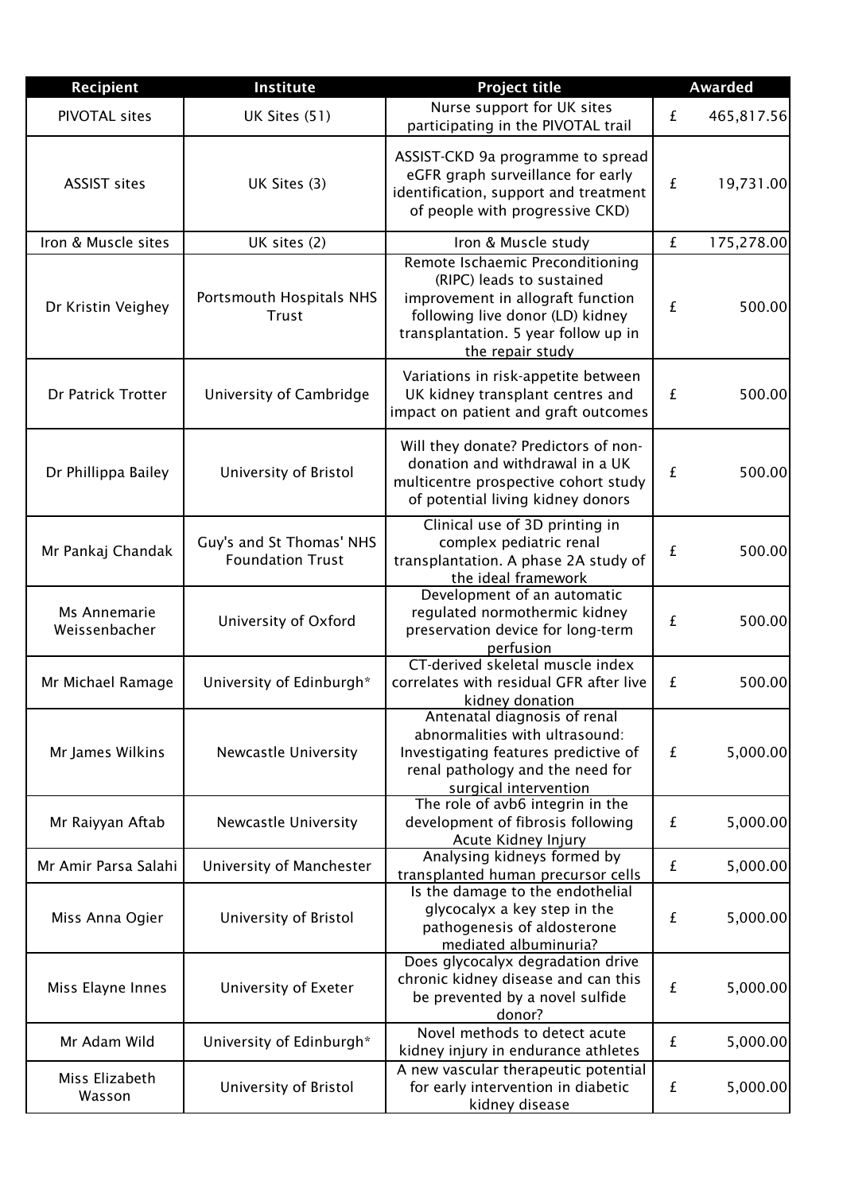| Recipient | Institute | Project title | Awarded | |
|---|---|---|---|---|
| PIVOTAL sites | UK Sites (51) | Nurse support for UK sites participating in the PIVOTAL trail | £ | 465,817.56 |
| ASSIST sites | UK Sites (3) | ASSIST-CKD 9a programme to spread eGFR graph surveillance for early identification, support and treatment of people with progressive CKD) | £ | 19,731.00 |
| Iron & Muscle sites | UK sites (2) | Iron & Muscle study | £ | 175,278.00 |
| Dr Kristin Veighey | Portsmouth Hospitals NHS Trust | Remote Ischaemic Preconditioning (RIPC) leads to sustained improvement in allograft function following live donor (LD) kidney transplantation. 5 year follow up in the repair study | £ | 500.00 |
| Dr Patrick Trotter | University of Cambridge | Variations in risk-appetite between UK kidney transplant centres and impact on patient and graft outcomes | £ | 500.00 |
| Dr Phillippa Bailey | University of Bristol | Will they donate? Predictors of non-donation and withdrawal in a UK multicentre prospective cohort study of potential living kidney donors | £ | 500.00 |
| Mr Pankaj Chandak | Guy's and St Thomas' NHS Foundation Trust | Clinical use of 3D printing in complex pediatric renal transplantation. A phase 2A study of the ideal framework | £ | 500.00 |
| Ms Annemarie Weissenbacher | University of Oxford | Development of an automatic regulated normothermic kidney preservation device for long-term perfusion | £ | 500.00 |
| Mr Michael Ramage | University of Edinburgh* | CT-derived skeletal muscle index correlates with residual GFR after live kidney donation | £ | 500.00 |
| Mr James Wilkins | Newcastle University | Antenatal diagnosis of renal abnormalities with ultrasound: Investigating features predictive of renal pathology and the need for surgical intervention | £ | 5,000.00 |
| Mr Raiyyan Aftab | Newcastle University | The role of avb6 integrin in the development of fibrosis following Acute Kidney Injury | £ | 5,000.00 |
| Mr Amir Parsa Salahi | University of Manchester | Analysing kidneys formed by transplanted human precursor cells | £ | 5,000.00 |
| Miss Anna Ogier | University of Bristol | Is the damage to the endothelial glycocalyx a key step in the pathogenesis of aldosterone mediated albuminuria? | £ | 5,000.00 |
| Miss Elayne Innes | University of Exeter | Does glycocalyx degradation drive chronic kidney disease and can this be prevented by a novel sulfide donor? | £ | 5,000.00 |
| Mr Adam Wild | University of Edinburgh* | Novel methods to detect acute kidney injury in endurance athletes | £ | 5,000.00 |
| Miss Elizabeth Wasson | University of Bristol | A new vascular therapeutic potential for early intervention in diabetic kidney disease | £ | 5,000.00 |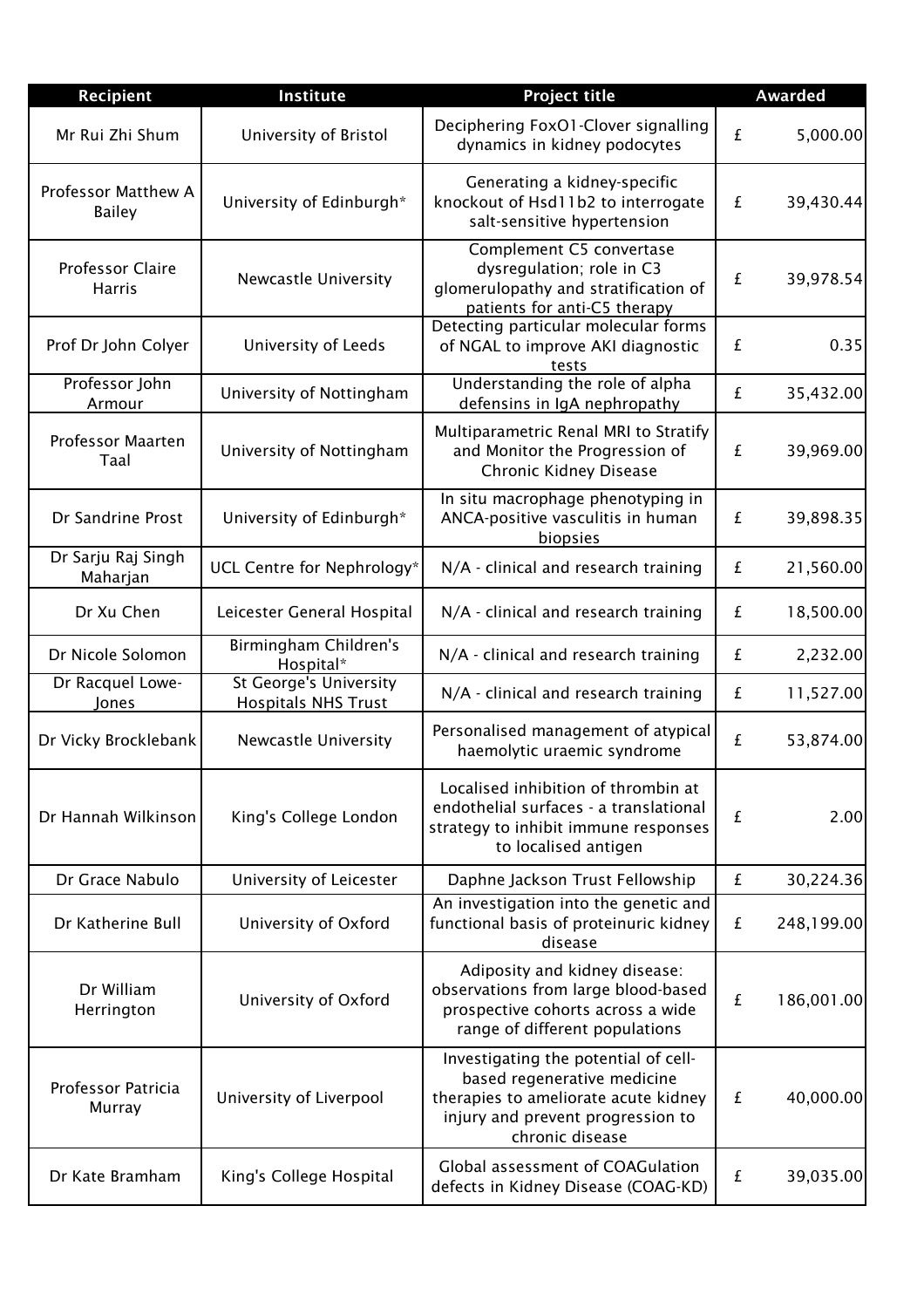| Recipient | Institute | Project title | Awarded | |
|---|---|---|---|---|
| Mr Rui Zhi Shum | University of Bristol | Deciphering FoxO1-Clover signalling dynamics in kidney podocytes | £ | 5,000.00 |
| Professor Matthew A Bailey | University of Edinburgh* | Generating a kidney-specific knockout of Hsd11b2 to interrogate salt-sensitive hypertension | £ | 39,430.44 |
| Professor Claire Harris | Newcastle University | Complement C5 convertase dysregulation; role in C3 glomerulopathy and stratification of patients for anti-C5 therapy | £ | 39,978.54 |
| Prof Dr John Colyer | University of Leeds | Detecting particular molecular forms of NGAL to improve AKI diagnostic tests | £ | 0.35 |
| Professor John Armour | University of Nottingham | Understanding the role of alpha defensins in IgA nephropathy | £ | 35,432.00 |
| Professor Maarten Taal | University of Nottingham | Multiparametric Renal MRI to Stratify and Monitor the Progression of Chronic Kidney Disease | £ | 39,969.00 |
| Dr Sandrine Prost | University of Edinburgh* | In situ macrophage phenotyping in ANCA-positive vasculitis in human biopsies | £ | 39,898.35 |
| Dr Sarju Raj Singh Maharjan | UCL Centre for Nephrology* | N/A - clinical and research training | £ | 21,560.00 |
| Dr Xu Chen | Leicester General Hospital | N/A - clinical and research training | £ | 18,500.00 |
| Dr Nicole Solomon | Birmingham Children's Hospital* | N/A - clinical and research training | £ | 2,232.00 |
| Dr Racquel Lowe-Jones | St George's University Hospitals NHS Trust | N/A - clinical and research training | £ | 11,527.00 |
| Dr Vicky Brocklebank | Newcastle University | Personalised management of atypical haemolytic uraemic syndrome | £ | 53,874.00 |
| Dr Hannah Wilkinson | King's College London | Localised inhibition of thrombin at endothelial surfaces - a translational strategy to inhibit immune responses to localised antigen | £ | 2.00 |
| Dr Grace Nabulo | University of Leicester | Daphne Jackson Trust Fellowship | £ | 30,224.36 |
| Dr Katherine Bull | University of Oxford | An investigation into the genetic and functional basis of proteinuric kidney disease | £ | 248,199.00 |
| Dr William Herrington | University of Oxford | Adiposity and kidney disease: observations from large blood-based prospective cohorts across a wide range of different populations | £ | 186,001.00 |
| Professor Patricia Murray | University of Liverpool | Investigating the potential of cell-based regenerative medicine therapies to ameliorate acute kidney injury and prevent progression to chronic disease | £ | 40,000.00 |
| Dr Kate Bramham | King's College Hospital | Global assessment of COAGulation defects in Kidney Disease (COAG-KD) | £ | 39,035.00 |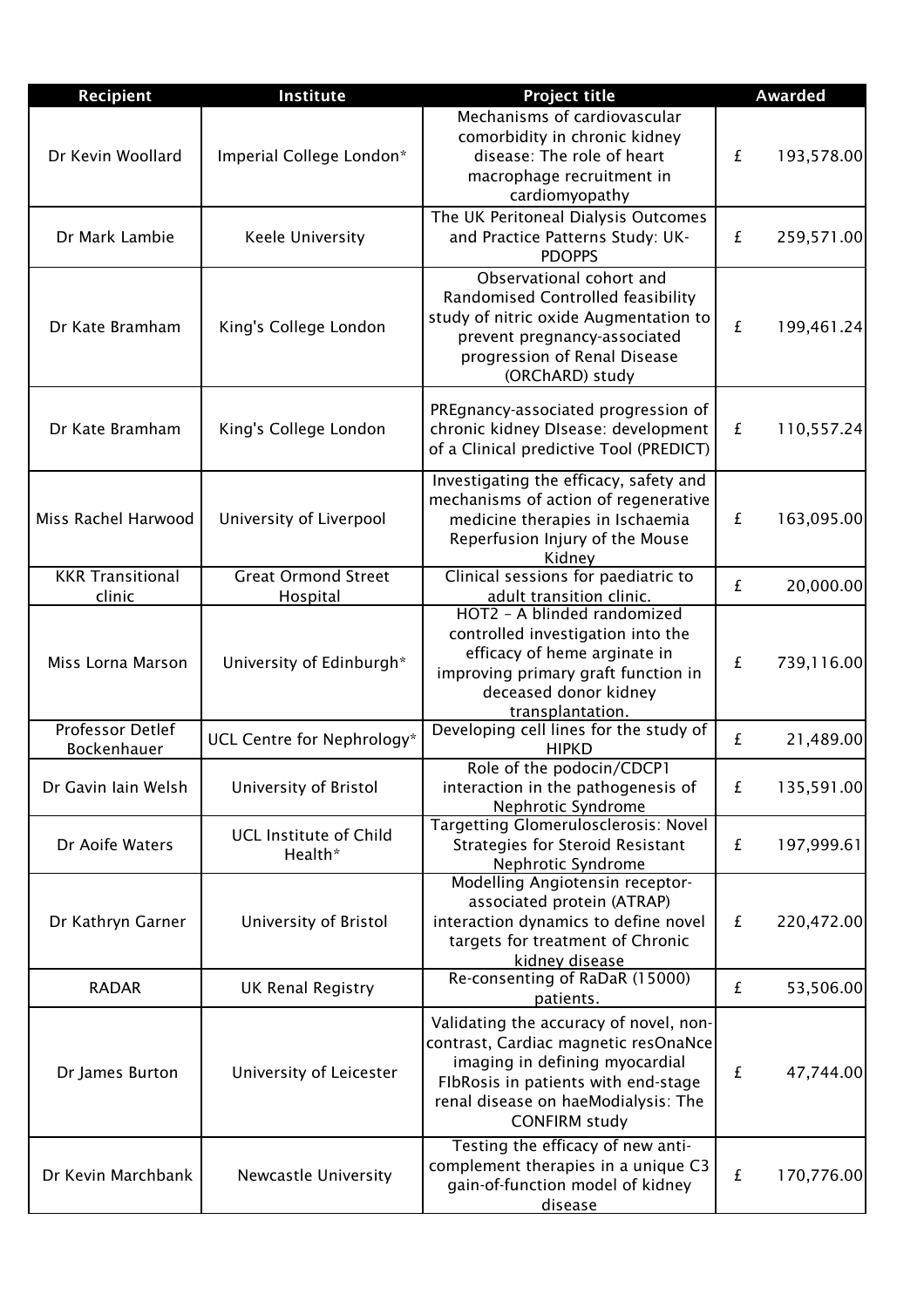| Recipient | Institute | Project title | Awarded |
|---|---|---|---|
| Dr Kevin Woollard | Imperial College London* | Mechanisms of cardiovascular comorbidity in chronic kidney disease: The role of heart macrophage recruitment in cardiomyopathy | £ 193,578.00 |
| Dr Mark Lambie | Keele University | The UK Peritoneal Dialysis Outcomes and Practice Patterns Study: UK-PDOPPS | £ 259,571.00 |
| Dr Kate Bramham | King's College London | Observational cohort and Randomised Controlled feasibility study of nitric oxide Augmentation to prevent pregnancy-associated progression of Renal Disease (ORChARD) study | £ 199,461.24 |
| Dr Kate Bramham | King's College London | PREgnancy-associated progression of chronic kidney DIsease: development of a Clinical predictive Tool (PREDICT) | £ 110,557.24 |
| Miss Rachel Harwood | University of Liverpool | Investigating the efficacy, safety and mechanisms of action of regenerative medicine therapies in Ischaemia Reperfusion Injury of the Mouse Kidney | £ 163,095.00 |
| KKR Transitional clinic | Great Ormond Street Hospital | Clinical sessions for paediatric to adult transition clinic. | £ 20,000.00 |
| Miss Lorna Marson | University of Edinburgh* | HOT2 - A blinded randomized controlled investigation into the efficacy of heme arginate in improving primary graft function in deceased donor kidney transplantation. | £ 739,116.00 |
| Professor Detlef Bockenhauer | UCL Centre for Nephrology* | Developing cell lines for the study of HIPKD | £ 21,489.00 |
| Dr Gavin Iain Welsh | University of Bristol | Role of the podocin/CDCP1 interaction in the pathogenesis of Nephrotic Syndrome | £ 135,591.00 |
| Dr Aoife Waters | UCL Institute of Child Health* | Targetting Glomerulosclerosis: Novel Strategies for Steroid Resistant Nephrotic Syndrome | £ 197,999.61 |
| Dr Kathryn Garner | University of Bristol | Modelling Angiotensin receptor-associated protein (ATRAP) interaction dynamics to define novel targets for treatment of Chronic kidney disease | £ 220,472.00 |
| RADAR | UK Renal Registry | Re-consenting of RaDaR (15000) patients. | £ 53,506.00 |
| Dr James Burton | University of Leicester | Validating the accuracy of novel, non-contrast, Cardiac magnetic resOnaNce imaging in defining myocardial FIbRosis in patients with end-stage renal disease on haeModialysis: The CONFIRM study | £ 47,744.00 |
| Dr Kevin Marchbank | Newcastle University | Testing the efficacy of new anti-complement therapies in a unique C3 gain-of-function model of kidney disease | £ 170,776.00 |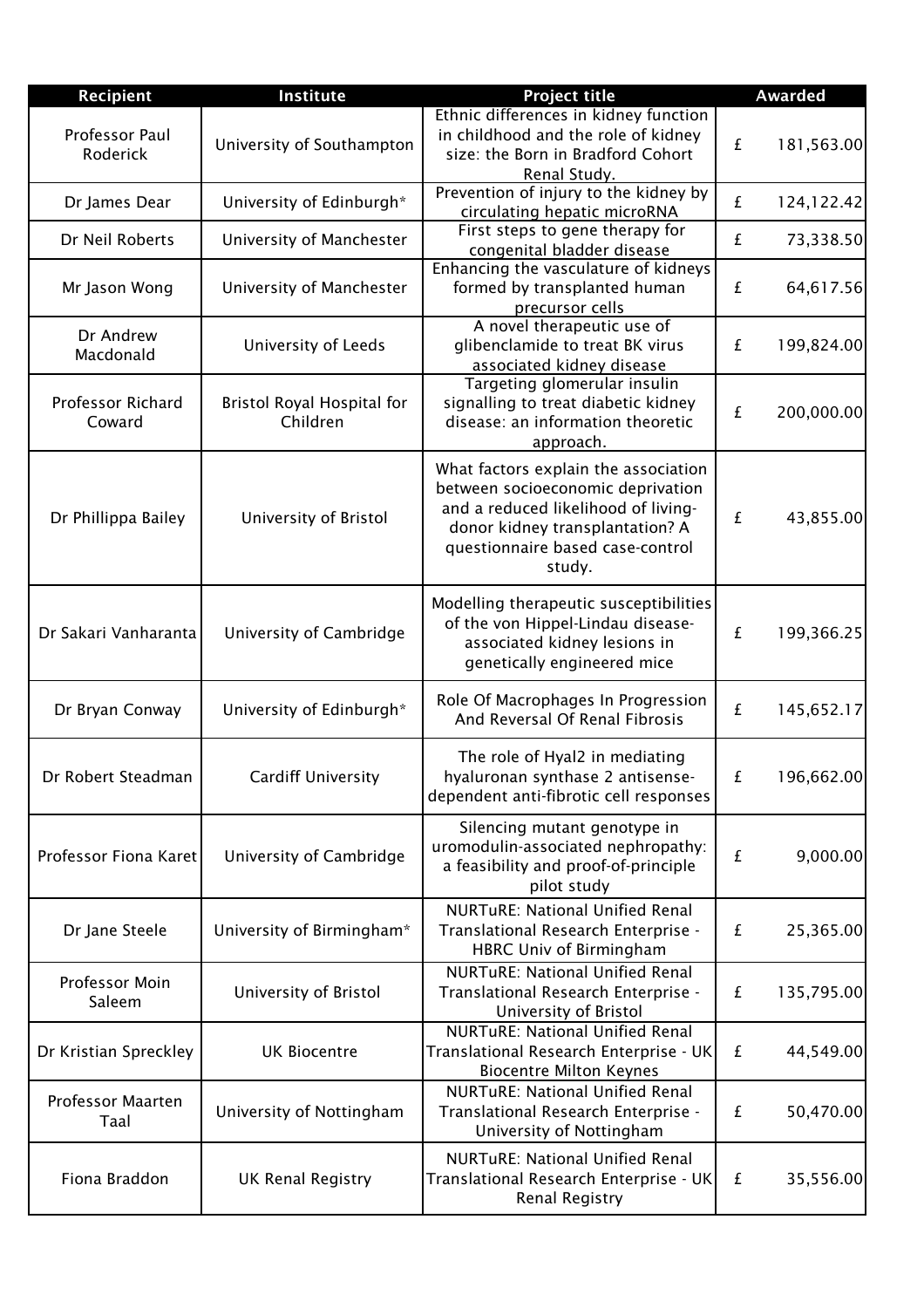| Recipient | Institute | Project title | Awarded | |
|---|---|---|---|---|
| Professor Paul Roderick | University of Southampton | Ethnic differences in kidney function in childhood and the role of kidney size: the Born in Bradford Cohort Renal Study. | £ | 181,563.00 |
| Dr James Dear | University of Edinburgh* | Prevention of injury to the kidney by circulating hepatic microRNA | £ | 124,122.42 |
| Dr Neil Roberts | University of Manchester | First steps to gene therapy for congenital bladder disease | £ | 73,338.50 |
| Mr Jason Wong | University of Manchester | Enhancing the vasculature of kidneys formed by transplanted human precursor cells | £ | 64,617.56 |
| Dr Andrew Macdonald | University of Leeds | A novel therapeutic use of glibenclamide to treat BK virus associated kidney disease | £ | 199,824.00 |
| Professor Richard Coward | Bristol Royal Hospital for Children | Targeting glomerular insulin signalling to treat diabetic kidney disease: an information theoretic approach. | £ | 200,000.00 |
| Dr Phillippa Bailey | University of Bristol | What factors explain the association between socioeconomic deprivation and a reduced likelihood of living-donor kidney transplantation? A questionnaire based case-control study. | £ | 43,855.00 |
| Dr Sakari Vanharanta | University of Cambridge | Modelling therapeutic susceptibilities of the von Hippel-Lindau disease-associated kidney lesions in genetically engineered mice | £ | 199,366.25 |
| Dr Bryan Conway | University of Edinburgh* | Role Of Macrophages In Progression And Reversal Of Renal Fibrosis | £ | 145,652.17 |
| Dr Robert Steadman | Cardiff University | The role of Hyal2 in mediating hyaluronan synthase 2 antisense-dependent anti-fibrotic cell responses | £ | 196,662.00 |
| Professor Fiona Karet | University of Cambridge | Silencing mutant genotype in uromodulin-associated nephropathy: a feasibility and proof-of-principle pilot study | £ | 9,000.00 |
| Dr Jane Steele | University of Birmingham* | NURTuRE: National Unified Renal Translational Research Enterprise - HBRC Univ of Birmingham | £ | 25,365.00 |
| Professor Moin Saleem | University of Bristol | NURTuRE: National Unified Renal Translational Research Enterprise - University of Bristol | £ | 135,795.00 |
| Dr Kristian Spreckley | UK Biocentre | NURTuRE: National Unified Renal Translational Research Enterprise - UK Biocentre Milton Keynes | £ | 44,549.00 |
| Professor Maarten Taal | University of Nottingham | NURTuRE: National Unified Renal Translational Research Enterprise - University of Nottingham | £ | 50,470.00 |
| Fiona Braddon | UK Renal Registry | NURTuRE: National Unified Renal Translational Research Enterprise - UK Renal Registry | £ | 35,556.00 |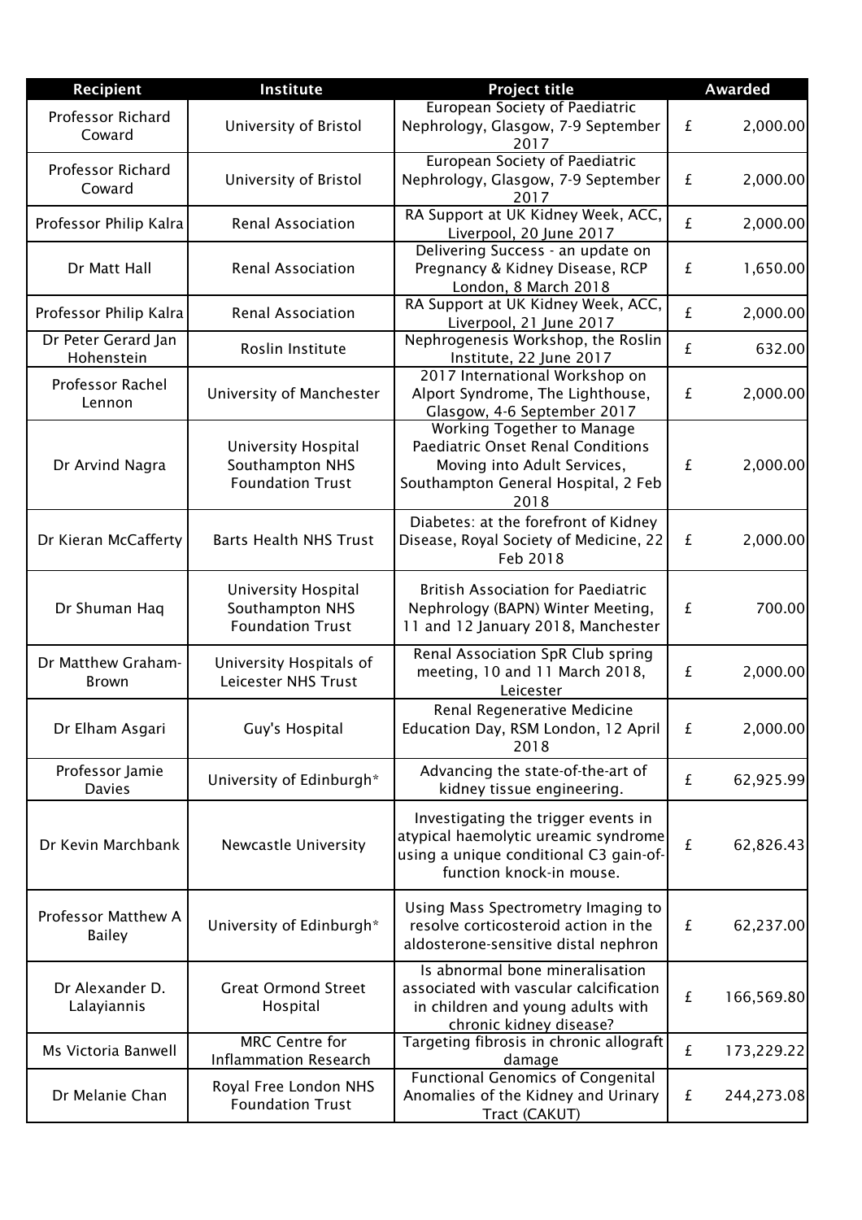| Recipient | Institute | Project title | Awarded | |
|---|---|---|---|---|
| Professor Richard Coward | University of Bristol | European Society of Paediatric Nephrology, Glasgow, 7-9 September 2017 | £ | 2,000.00 |
| Professor Richard Coward | University of Bristol | European Society of Paediatric Nephrology, Glasgow, 7-9 September 2017 | £ | 2,000.00 |
| Professor Philip Kalra | Renal Association | RA Support at UK Kidney Week, ACC, Liverpool, 20 June 2017 | £ | 2,000.00 |
| Dr Matt Hall | Renal Association | Delivering Success - an update on Pregnancy & Kidney Disease, RCP London, 8 March 2018 | £ | 1,650.00 |
| Professor Philip Kalra | Renal Association | RA Support at UK Kidney Week, ACC, Liverpool, 21 June 2017 | £ | 2,000.00 |
| Dr Peter Gerard Jan Hohenstein | Roslin Institute | Nephrogenesis Workshop, the Roslin Institute, 22 June 2017 | £ | 632.00 |
| Professor Rachel Lennon | University of Manchester | 2017 International Workshop on Alport Syndrome, The Lighthouse, Glasgow, 4-6 September 2017 | £ | 2,000.00 |
| Dr Arvind Nagra | University Hospital Southampton NHS Foundation Trust | Working Together to Manage Paediatric Onset Renal Conditions Moving into Adult Services, Southampton General Hospital, 2 Feb 2018 | £ | 2,000.00 |
| Dr Kieran McCafferty | Barts Health NHS Trust | Diabetes: at the forefront of Kidney Disease, Royal Society of Medicine, 22 Feb 2018 | £ | 2,000.00 |
| Dr Shuman Haq | University Hospital Southampton NHS Foundation Trust | British Association for Paediatric Nephrology (BAPN) Winter Meeting, 11 and 12 January 2018, Manchester | £ | 700.00 |
| Dr Matthew Graham-Brown | University Hospitals of Leicester NHS Trust | Renal Association SpR Club spring meeting, 10 and 11 March 2018, Leicester | £ | 2,000.00 |
| Dr Elham Asgari | Guy's Hospital | Renal Regenerative Medicine Education Day, RSM London, 12 April 2018 | £ | 2,000.00 |
| Professor Jamie Davies | University of Edinburgh* | Advancing the state-of-the-art of kidney tissue engineering. | £ | 62,925.99 |
| Dr Kevin Marchbank | Newcastle University | Investigating the trigger events in atypical haemolytic ureamic syndrome using a unique conditional C3 gain-of-function knock-in mouse. | £ | 62,826.43 |
| Professor Matthew A Bailey | University of Edinburgh* | Using Mass Spectrometry Imaging to resolve corticosteroid action in the aldosterone-sensitive distal nephron | £ | 62,237.00 |
| Dr Alexander D. Lalayiannis | Great Ormond Street Hospital | Is abnormal bone mineralisation associated with vascular calcification in children and young adults with chronic kidney disease? | £ | 166,569.80 |
| Ms Victoria Banwell | MRC Centre for Inflammation Research | Targeting fibrosis in chronic allograft damage | £ | 173,229.22 |
| Dr Melanie Chan | Royal Free London NHS Foundation Trust | Functional Genomics of Congenital Anomalies of the Kidney and Urinary Tract (CAKUT) | £ | 244,273.08 |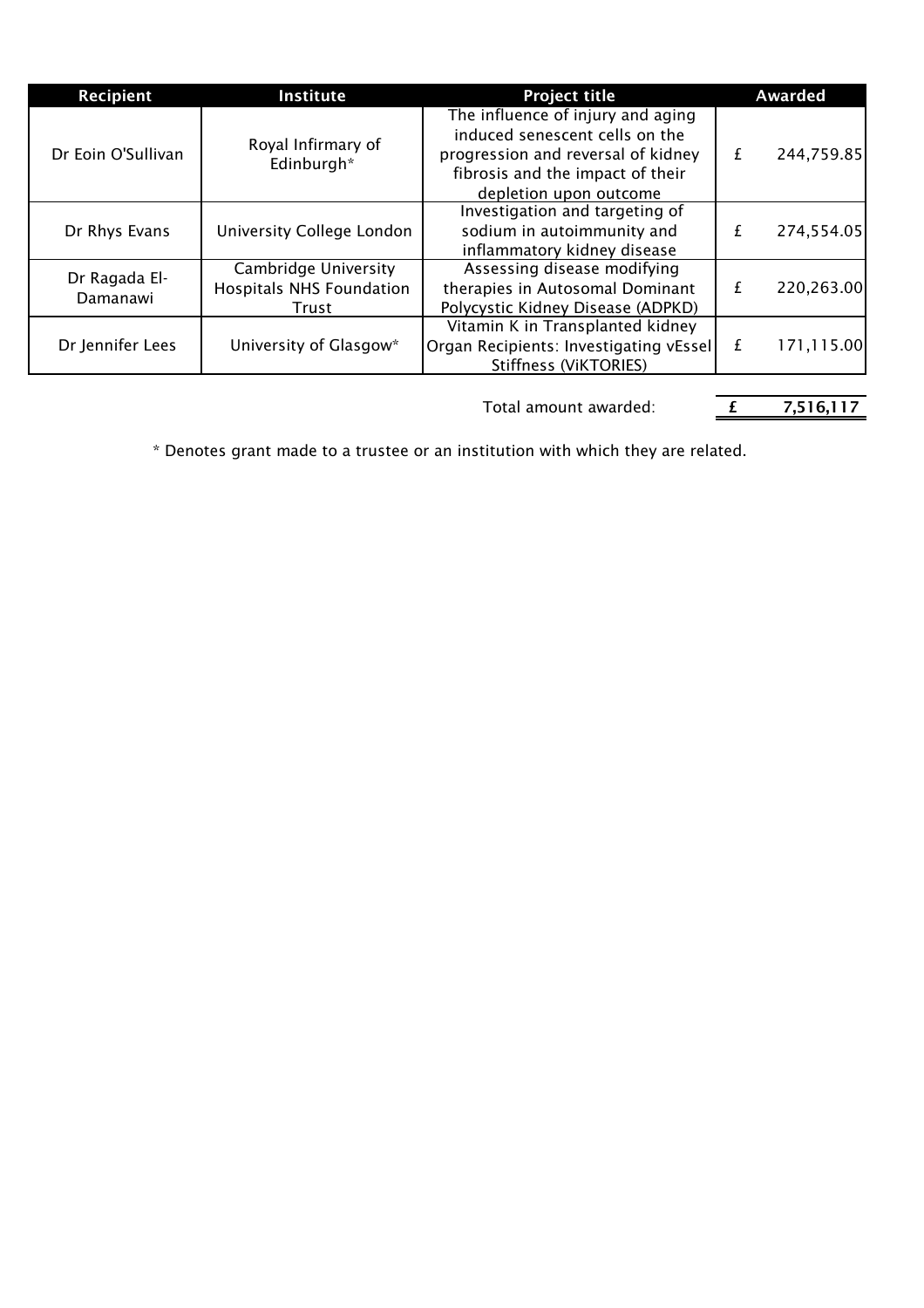| Recipient | Institute | Project title | Awarded |
| --- | --- | --- | --- |
| Dr Eoin O'Sullivan | Royal Infirmary of Edinburgh* | The influence of injury and aging induced senescent cells on the progression and reversal of kidney fibrosis and the impact of their depletion upon outcome | £ 244,759.85 |
| Dr Rhys Evans | University College London | Investigation and targeting of sodium in autoimmunity and inflammatory kidney disease | £ 274,554.05 |
| Dr Ragada El-Damanawi | Cambridge University Hospitals NHS Foundation Trust | Assessing disease modifying therapies in Autosomal Dominant Polycystic Kidney Disease (ADPKD) | £ 220,263.00 |
| Dr Jennifer Lees | University of Glasgow* | Vitamin K in Transplanted kidney Organ Recipients: Investigating vEssel Stiffness (ViKTORIES) | £ 171,115.00 |

Total amount awarded: **£ 7,516,117**

* Denotes grant made to a trustee or an institution with which they are related.